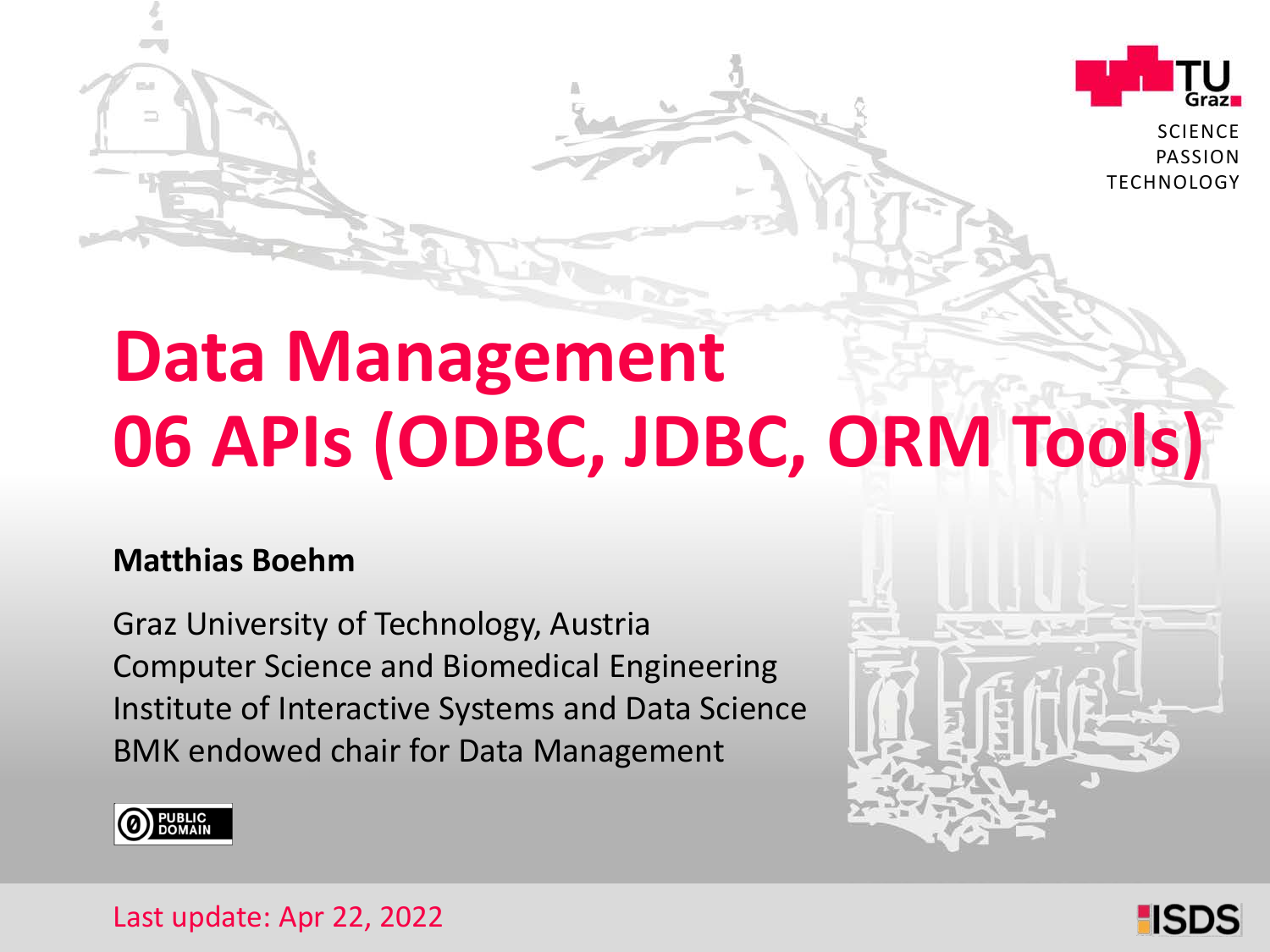# Data Management
# 06 APIs (ODBC, JDBC, ORM Tools)

**Matthias Boehm**

Graz University of Technology, Austria
Computer Science and Biomedical Engineering
Institute of Interactive Systems and Data Science
BMK endowed chair for Data Management

PUBLIC DOMAIN

Last update: Apr 22, 2022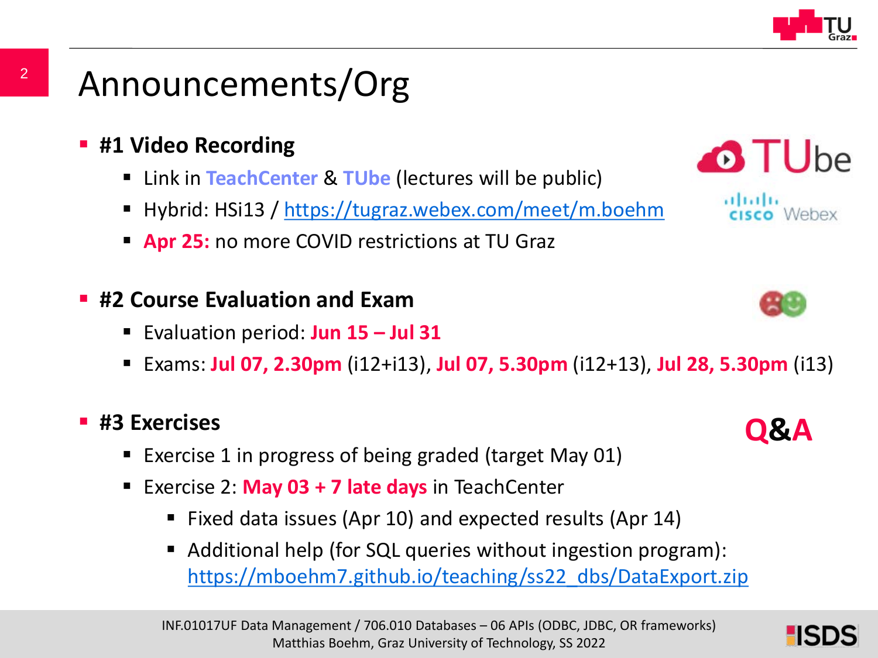# Announcements/Org

- **#1 Video Recording**
  - Link in **TeachCenter** & **TUbe** (lectures will be public)
  - Hybrid: HSi13 / https://tugraz.webex.com/meet/m.boehm
  - **Apr 25:** no more COVID restrictions at TU Graz

- **#2 Course Evaluation and Exam**
  - Evaluation period: **Jun 15 – Jul 31**
  - Exams: **Jul 07, 2.30pm** (i12+i13), **Jul 07, 5.30pm** (i12+13), **Jul 28, 5.30pm** (i13)

- **#3 Exercises**
  - Exercise 1 in progress of being graded (target May 01)
  - Exercise 2: **May 03 + 7 late days** in TeachCenter
    - Fixed data issues (Apr 10) and expected results (Apr 14)
    - Additional help (for SQL queries without ingestion program): https://mboehm7.github.io/teaching/ss22_dbs/DataExport.zip

**Q&A**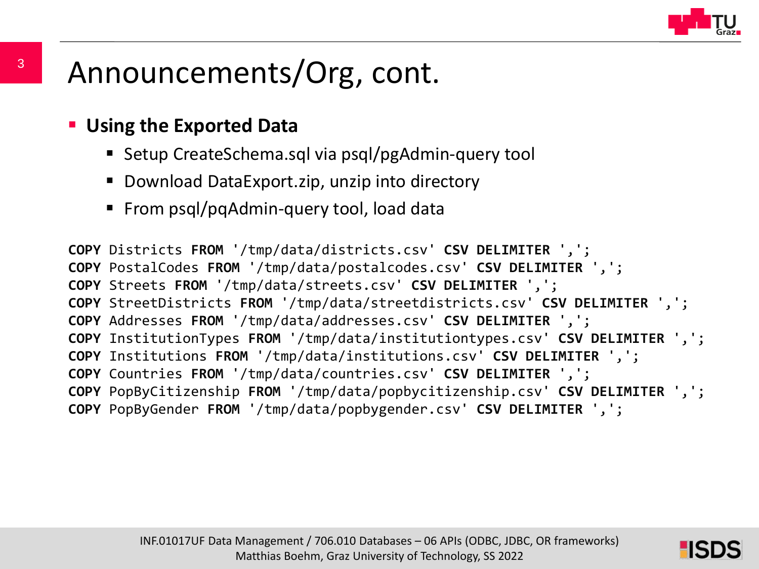# Announcements/Org, cont.

- **Using the Exported Data**
  - Setup CreateSchema.sql via psql/pgAdmin-query tool
  - Download DataExport.zip, unzip into directory
  - From psql/pqAdmin-query tool, load data

```
COPY Districts FROM '/tmp/data/districts.csv' CSV DELIMITER ',';
COPY PostalCodes FROM '/tmp/data/postalcodes.csv' CSV DELIMITER ',';
COPY Streets FROM '/tmp/data/streets.csv' CSV DELIMITER ',';
COPY StreetDistricts FROM '/tmp/data/streetdistricts.csv' CSV DELIMITER ',';
COPY Addresses FROM '/tmp/data/addresses.csv' CSV DELIMITER ',';
COPY InstitutionTypes FROM '/tmp/data/institutiontypes.csv' CSV DELIMITER ',';
COPY Institutions FROM '/tmp/data/institutions.csv' CSV DELIMITER ',';
COPY Countries FROM '/tmp/data/countries.csv' CSV DELIMITER ',';
COPY PopByCitizenship FROM '/tmp/data/popbycitizenship.csv' CSV DELIMITER ',';
COPY PopByGender FROM '/tmp/data/popbygender.csv' CSV DELIMITER ',';
```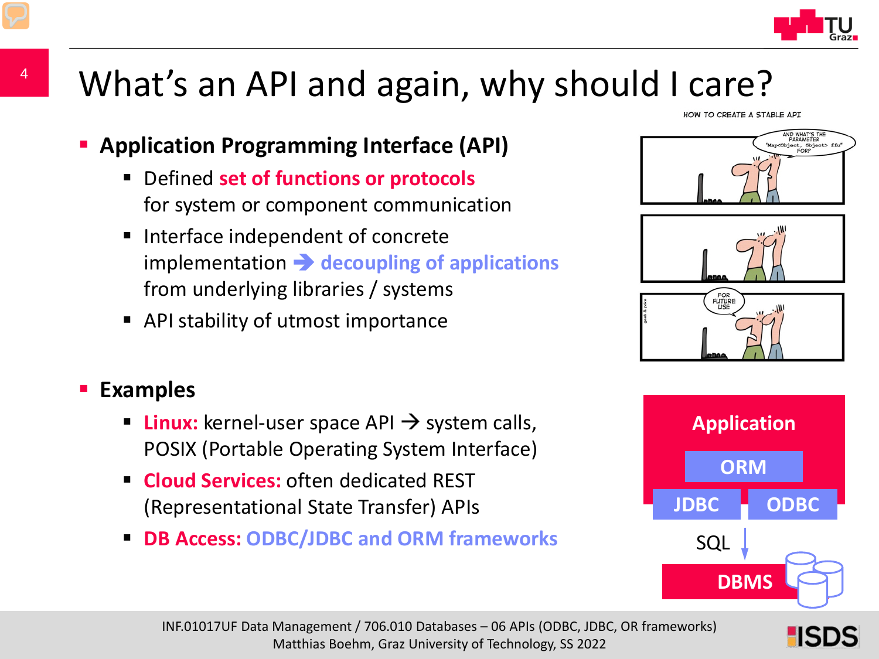# What's an API and again, why should I care?

- **Application Programming Interface (API)**
  - Defined **set of functions or protocols** for system or component communication
  - Interface independent of concrete implementation ➔ **decoupling of applications** from underlying libraries / systems
  - API stability of utmost importance

- **Examples**
  - **Linux:** kernel-user space API → system calls, POSIX (Portable Operating System Interface)
  - **Cloud Services:** often dedicated REST (Representational State Transfer) APIs
  - **DB Access: ODBC/JDBC and ORM frameworks**

HOW TO CREATE A STABLE API

AND WHAT'S THE PARAMETER "Map<Object, Object> ffu" FOR?

FOR FUTURE USE

Application

ORM

JDBC | ODBC

SQL

DBMS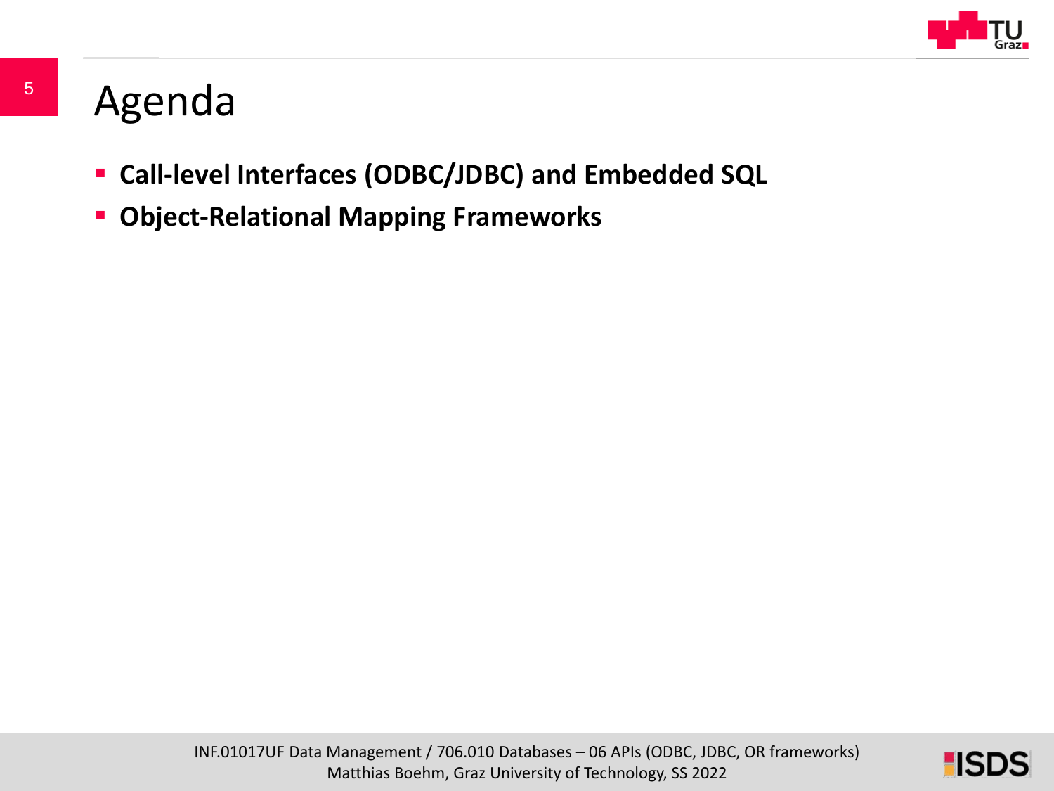# Agenda

- **Call-level Interfaces (ODBC/JDBC) and Embedded SQL**
- **Object-Relational Mapping Frameworks**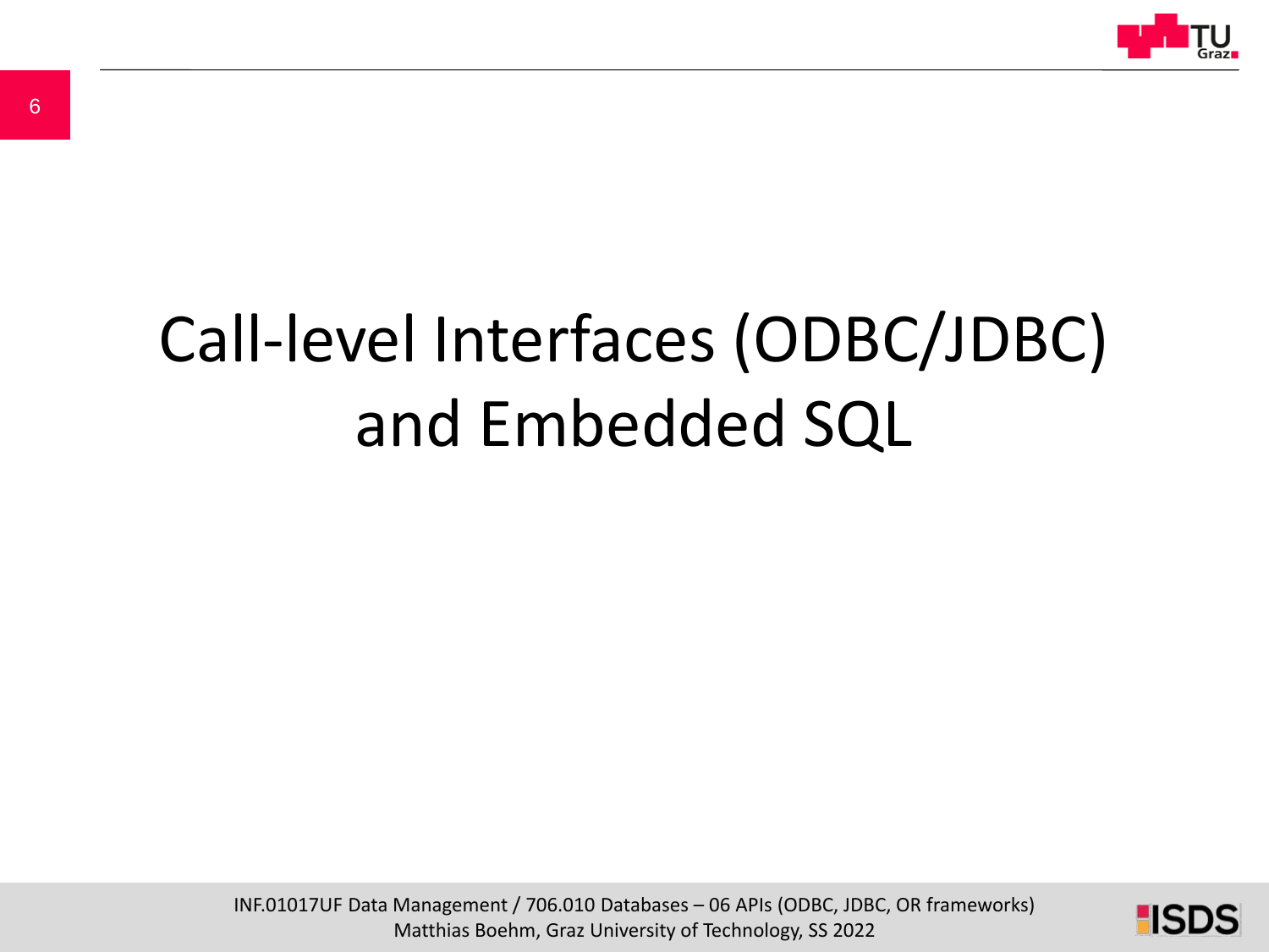# Call-level Interfaces (ODBC/JDBC) and Embedded SQL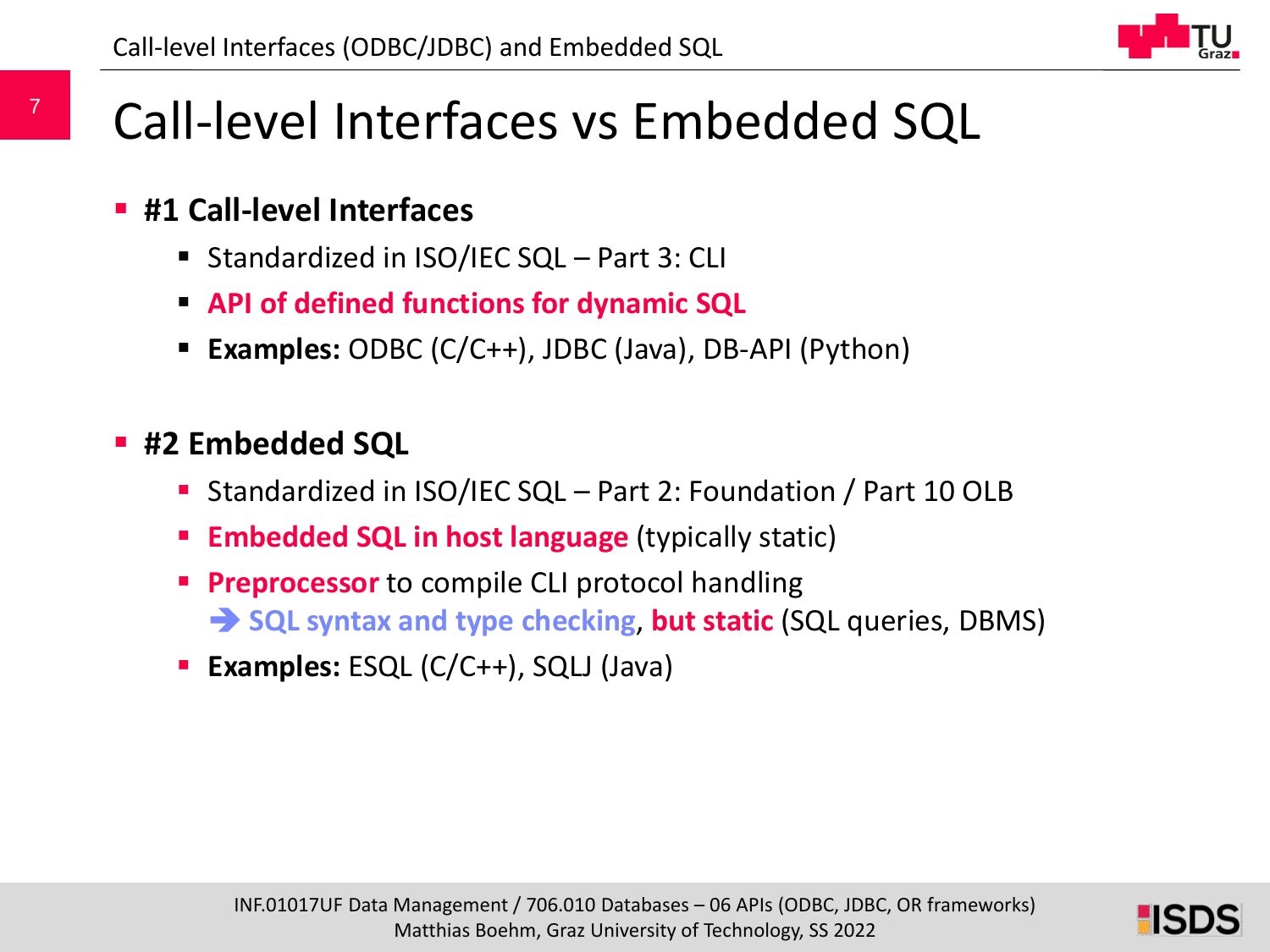# Call-level Interfaces vs Embedded SQL

- **#1 Call-level Interfaces**
  - Standardized in ISO/IEC SQL – Part 3: CLI
  - **API of defined functions for dynamic SQL**
  - **Examples:** ODBC (C/C++), JDBC (Java), DB-API (Python)

- **#2 Embedded SQL**
  - Standardized in ISO/IEC SQL – Part 2: Foundation / Part 10 OLB
  - **Embedded SQL in host language** (typically static)
  - **Preprocessor** to compile CLI protocol handling
    ➔ **SQL syntax and type checking**, **but static** (SQL queries, DBMS)
  - **Examples:** ESQL (C/C++), SQLJ (Java)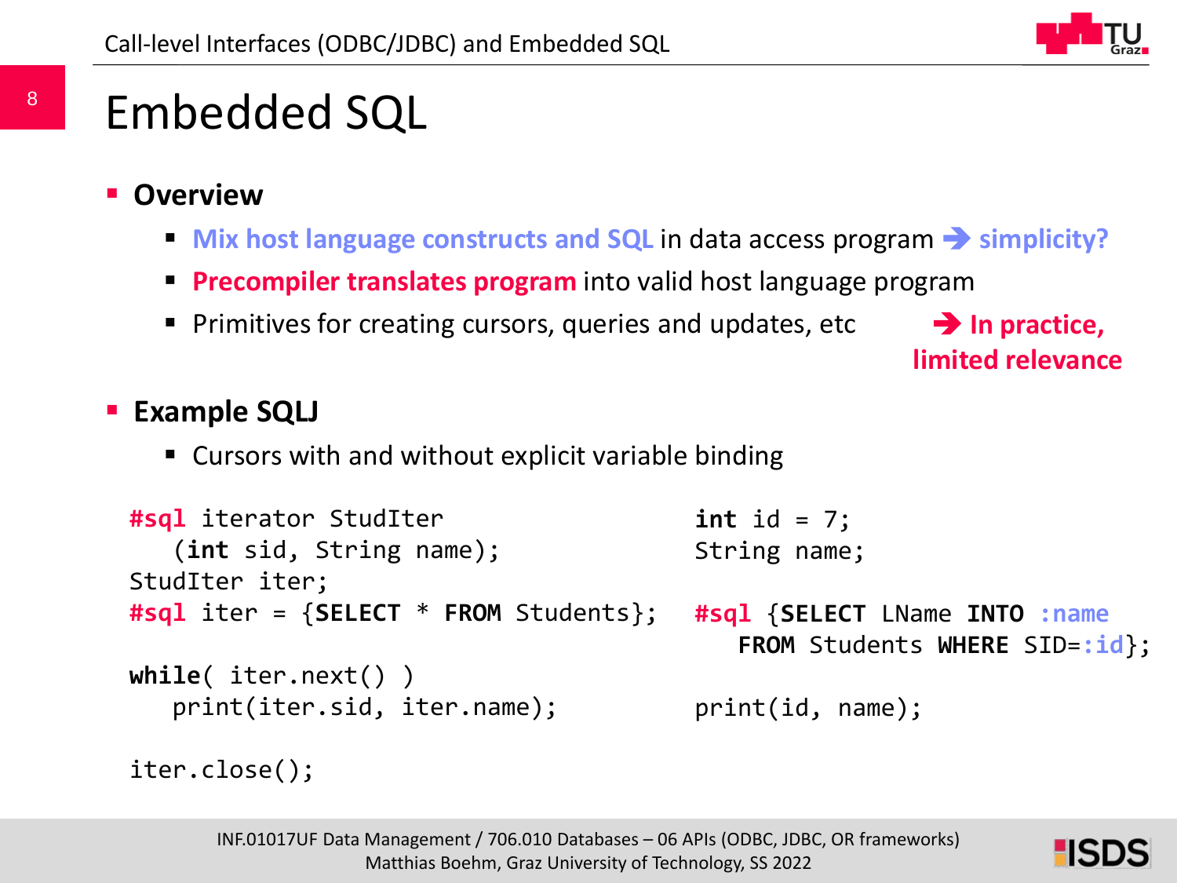# Embedded SQL

- **Overview**
  - **Mix host language constructs and SQL** in data access program ➔ **simplicity?**
  - **Precompiler translates program** into valid host language program
  - Primitives for creating cursors, queries and updates, etc

  ➔ **In practice, limited relevance**

- **Example SQLJ**
  - Cursors with and without explicit variable binding

```
#sql iterator StudIter
   (int sid, String name);
StudIter iter;
#sql iter = {SELECT * FROM Students};

while( iter.next() )
   print(iter.sid, iter.name);

iter.close();
```

```
int id = 7;
String name;

#sql {SELECT LName INTO :name
   FROM Students WHERE SID=:id};

print(id, name);
```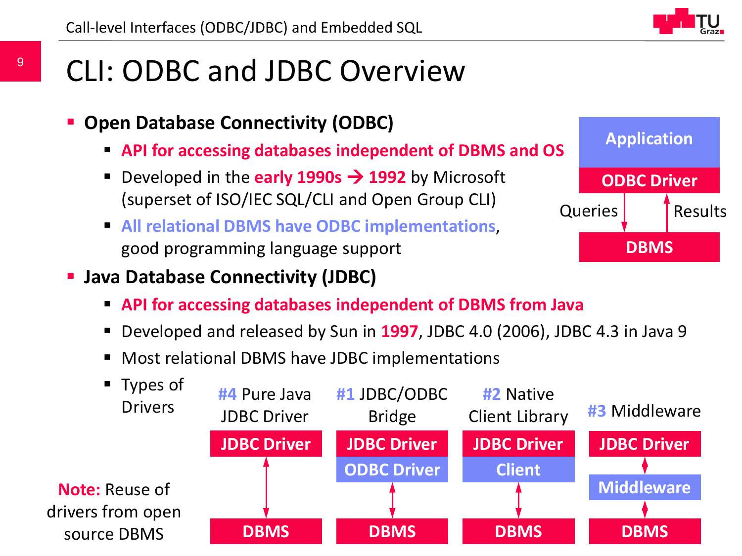# CLI: ODBC and JDBC Overview

- **Open Database Connectivity (ODBC)**
  - **API for accessing databases independent of DBMS and OS**
  - Developed in the **early 1990s → 1992** by Microsoft (superset of ISO/IEC SQL/CLI and Open Group CLI)
  - **All relational DBMS have ODBC implementations**, good programming language support

Application
ODBC Driver
Queries ↓ ↑ Results
DBMS

- **Java Database Connectivity (JDBC)**
  - **API for accessing databases independent of DBMS from Java**
  - Developed and released by Sun in **1997**, JDBC 4.0 (2006), JDBC 4.3 in Java 9
  - Most relational DBMS have JDBC implementations
  - Types of Drivers

| #4 Pure Java JDBC Driver | #1 JDBC/ODBC Bridge | #2 Native Client Library | #3 Middleware |
|---|---|---|---|
| JDBC Driver | JDBC Driver | JDBC Driver | JDBC Driver |
| ↕ | ODBC Driver | Client | ↕ Middleware |
| ↕ | ↕ | ↕ | ↕ |
| DBMS | DBMS | DBMS | DBMS |

**Note:** Reuse of drivers from open source DBMS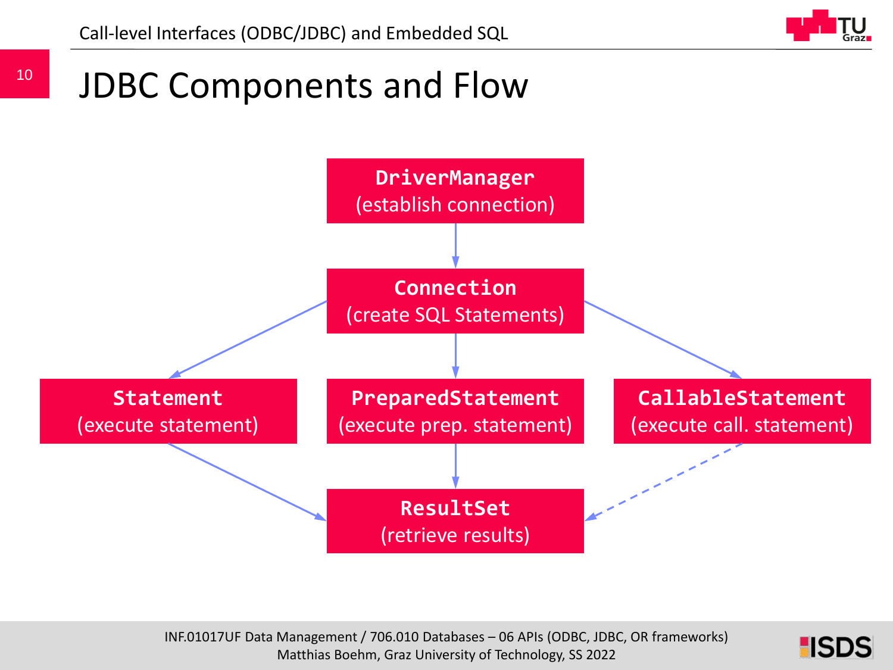# JDBC Components and Flow

**DriverManager**
(establish connection)

**Connection**
(create SQL Statements)

**Statement**
(execute statement)

**PreparedStatement**
(execute prep. statement)

**CallableStatement**
(execute call. statement)

**ResultSet**
(retrieve results)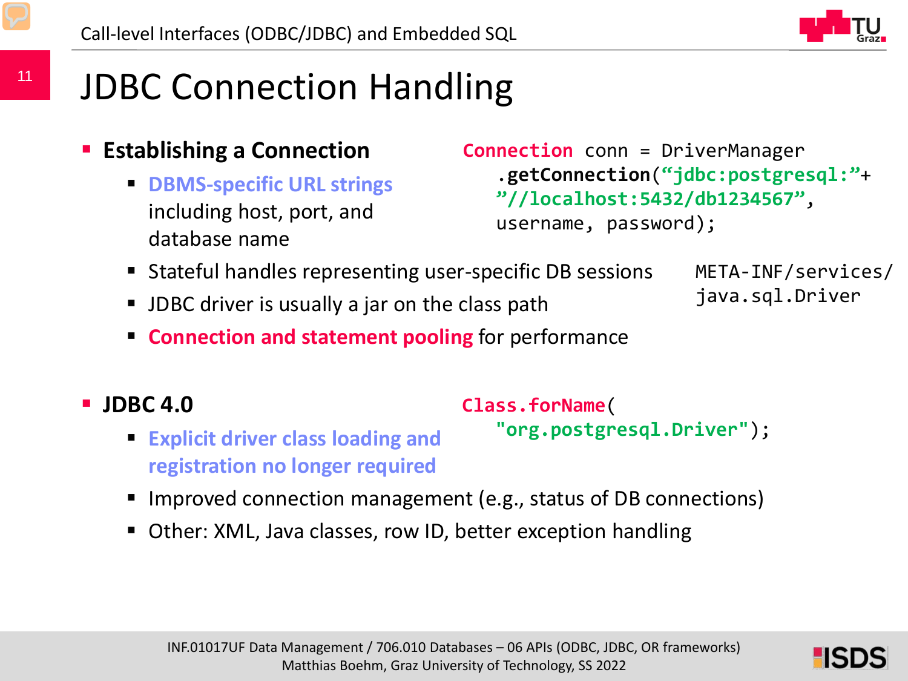# JDBC Connection Handling

- **Establishing a Connection**
  - **DBMS-specific URL strings** including host, port, and database name

```
Connection conn = DriverManager
   .getConnection("jdbc:postgresql:"+
   "//localhost:5432/db1234567",
   username, password);
```

  - Stateful handles representing user-specific DB sessions
  - JDBC driver is usually a jar on the class path
  - **Connection and statement pooling** for performance

```
META-INF/services/
java.sql.Driver
```

- **JDBC 4.0**
  - **Explicit driver class loading and registration no longer required**

```
Class.forName(
   "org.postgresql.Driver");
```

  - Improved connection management (e.g., status of DB connections)
  - Other: XML, Java classes, row ID, better exception handling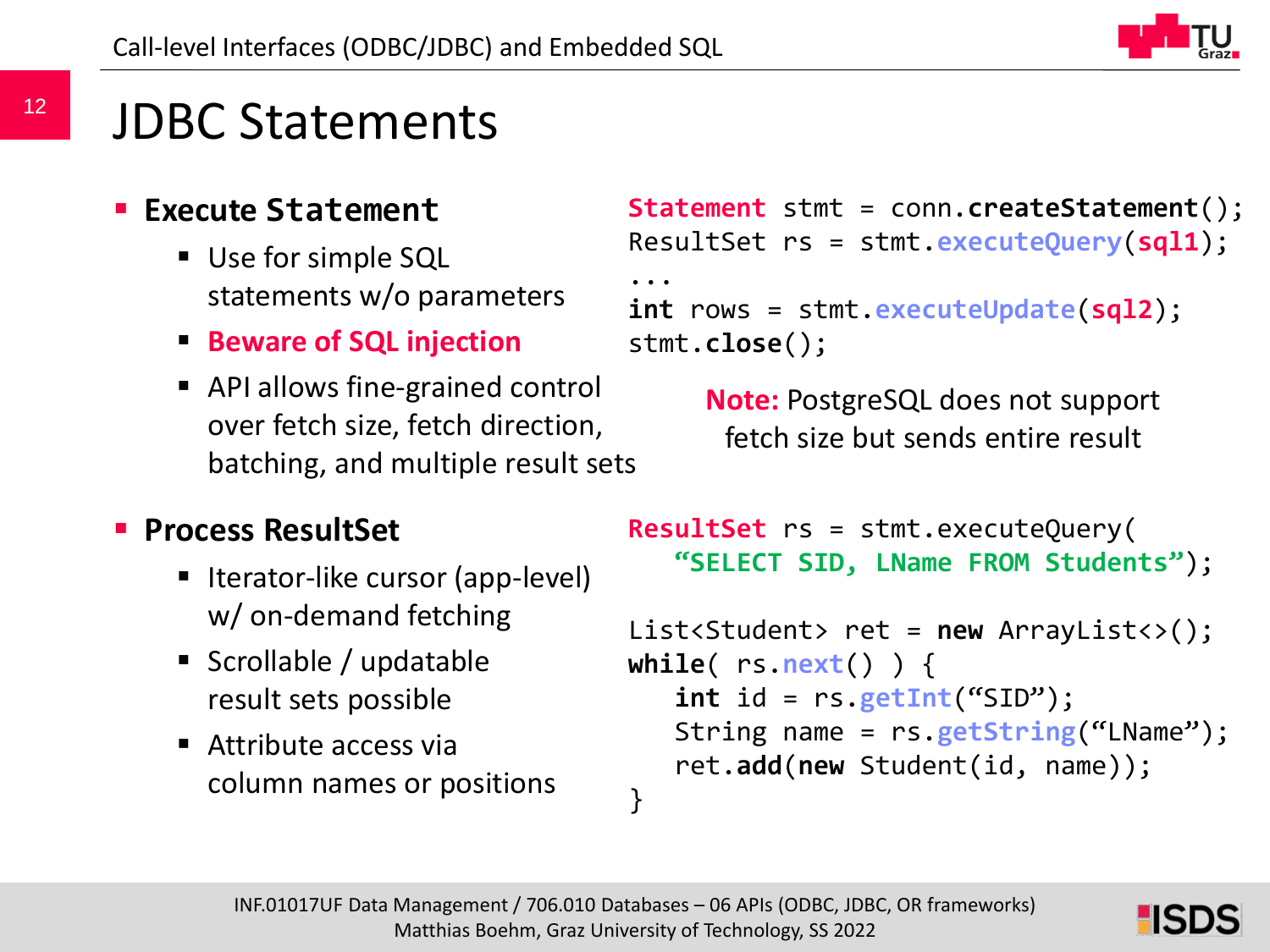# JDBC Statements

- **Execute Statement**
  - Use for simple SQL statements w/o parameters
  - **Beware of SQL injection**
  - API allows fine-grained control over fetch size, fetch direction, batching, and multiple result sets

```
Statement stmt = conn.createStatement();
ResultSet rs = stmt.executeQuery(sql1);
...
int rows = stmt.executeUpdate(sql2);
stmt.close();
```

**Note:** PostgreSQL does not support fetch size but sends entire result

- **Process ResultSet**
  - Iterator-like cursor (app-level) w/ on-demand fetching
  - Scrollable / updatable result sets possible
  - Attribute access via column names or positions

```
ResultSet rs = stmt.executeQuery(
   "SELECT SID, LName FROM Students");

List<Student> ret = new ArrayList<>();
while( rs.next() ) {
   int id = rs.getInt("SID");
   String name = rs.getString("LName");
   ret.add(new Student(id, name));
}
```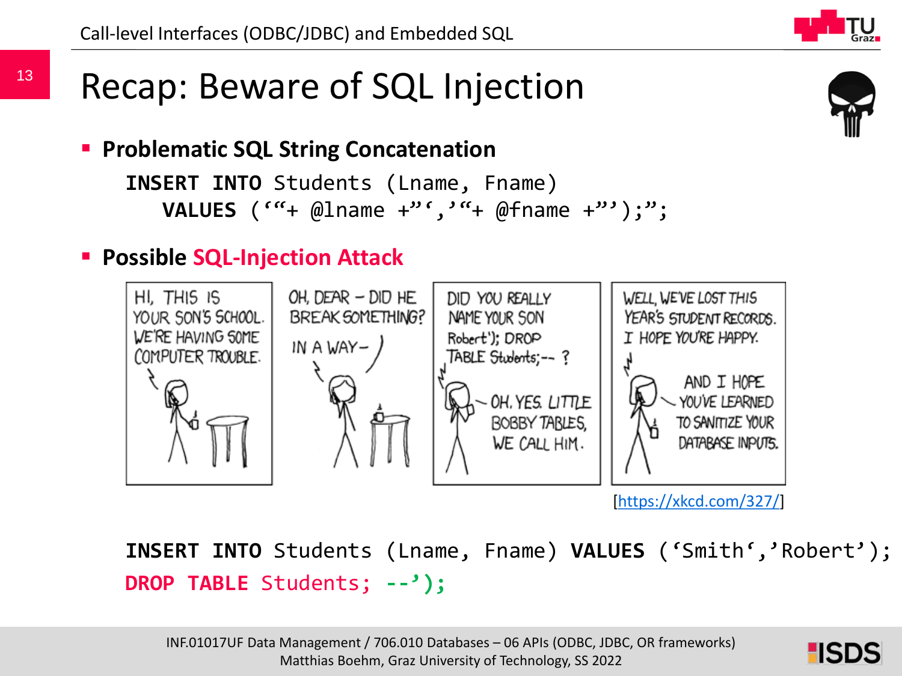# Recap: Beware of SQL Injection

- **Problematic SQL String Concatenation**

```
INSERT INTO Students (Lname, Fname)
   VALUES ('"+ @lname +"','"+ @fname +"');";
```

- **Possible SQL-Injection Attack**

[https://xkcd.com/327/]

```
INSERT INTO Students (Lname, Fname) VALUES ('Smith','Robert');
DROP TABLE Students; --');
```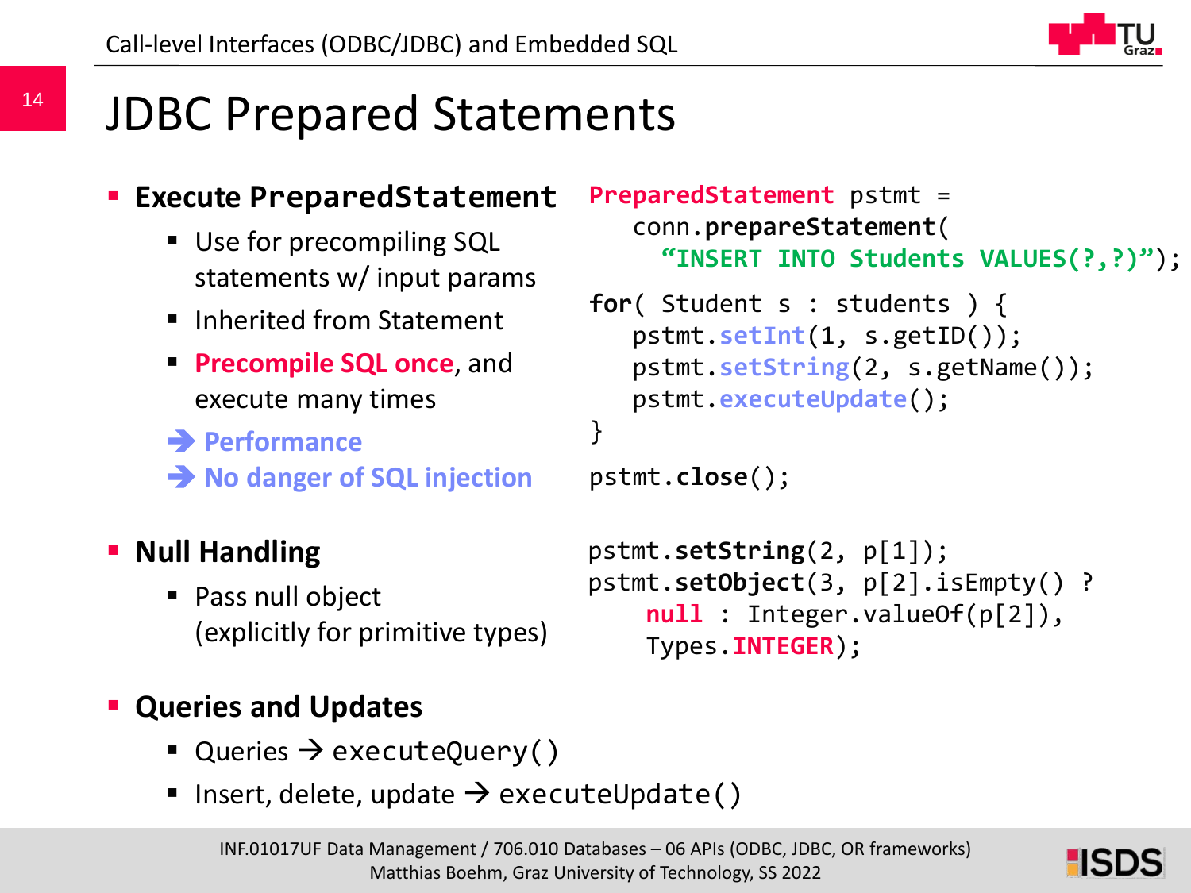# JDBC Prepared Statements

- **Execute PreparedStatement**
  - Use for precompiling SQL statements w/ input params
  - Inherited from Statement
  - **Precompile SQL once**, and execute many times
  
  ➔ **Performance**
  
  ➔ **No danger of SQL injection**

```java
PreparedStatement pstmt =
   conn.prepareStatement(
     "INSERT INTO Students VALUES(?,?)");
for( Student s : students ) {
   pstmt.setInt(1, s.getID());
   pstmt.setString(2, s.getName());
   pstmt.executeUpdate();
}
pstmt.close();
```

- **Null Handling**
  - Pass null object (explicitly for primitive types)

```java
pstmt.setString(2, p[1]);
pstmt.setObject(3, p[2].isEmpty() ?
    null : Integer.valueOf(p[2]),
    Types.INTEGER);
```

- **Queries and Updates**
  - Queries → `executeQuery()`
  - Insert, delete, update → `executeUpdate()`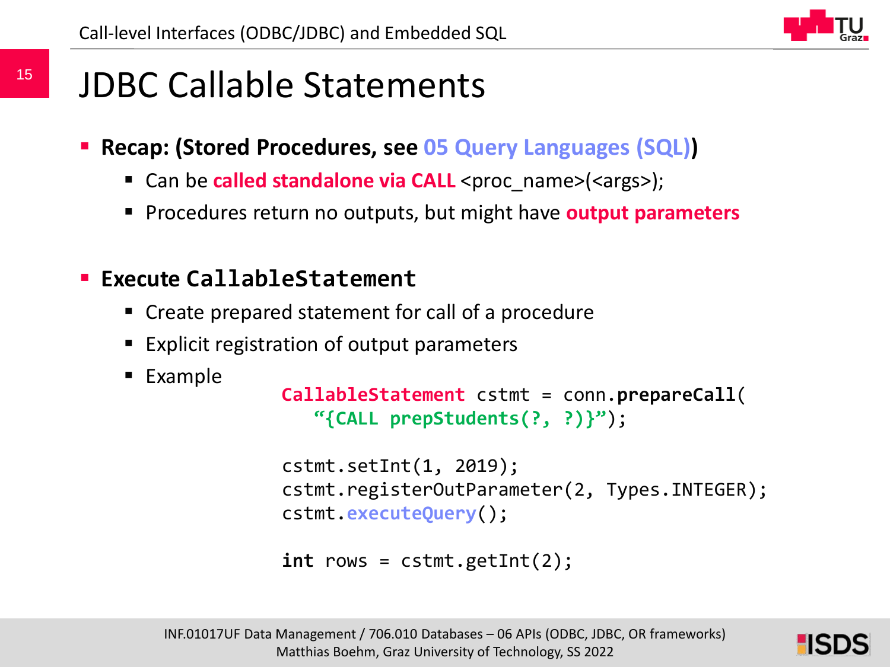# JDBC Callable Statements

- **Recap: (Stored Procedures, see 05 Query Languages (SQL))**
  - Can be **called standalone via CALL** <proc_name>(<args>);
  - Procedures return no outputs, but might have **output parameters**

- **Execute `CallableStatement`**
  - Create prepared statement for call of a procedure
  - Explicit registration of output parameters
  - Example

```
CallableStatement cstmt = conn.prepareCall(
   "{CALL prepStudents(?, ?)}");

cstmt.setInt(1, 2019);
cstmt.registerOutParameter(2, Types.INTEGER);
cstmt.executeQuery();

int rows = cstmt.getInt(2);
```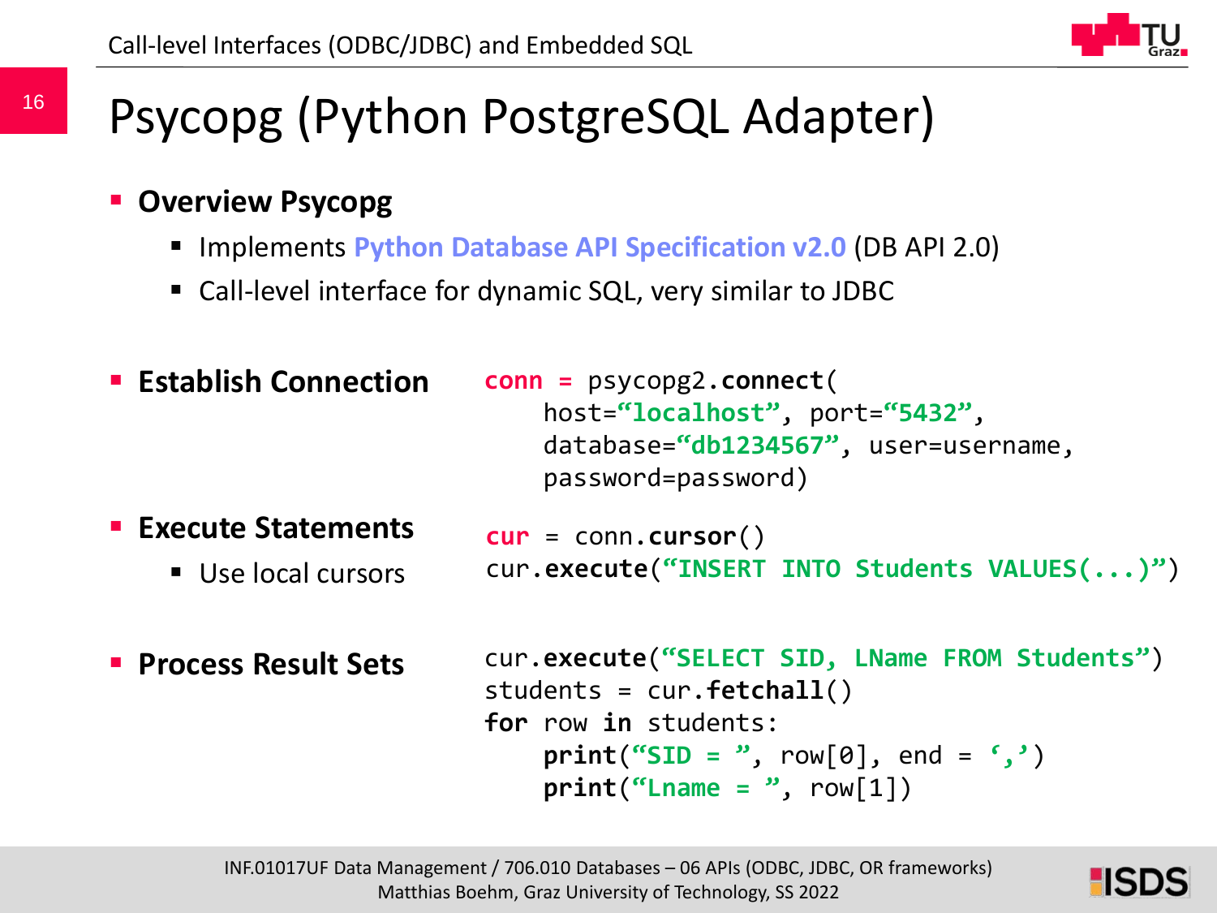# Psycopg (Python PostgreSQL Adapter)

- **Overview Psycopg**
  - Implements **Python Database API Specification v2.0** (DB API 2.0)
  - Call-level interface for dynamic SQL, very similar to JDBC

- **Establish Connection**

```
conn = psycopg2.connect(
    host="localhost", port="5432",
    database="db1234567", user=username,
    password=password)
```

- **Execute Statements**
  - Use local cursors

```
cur = conn.cursor()
cur.execute("INSERT INTO Students VALUES(...)")
```

- **Process Result Sets**

```
cur.execute("SELECT SID, LName FROM Students")
students = cur.fetchall()
for row in students:
    print("SID = ", row[0], end = ',')
    print("Lname = ", row[1])
```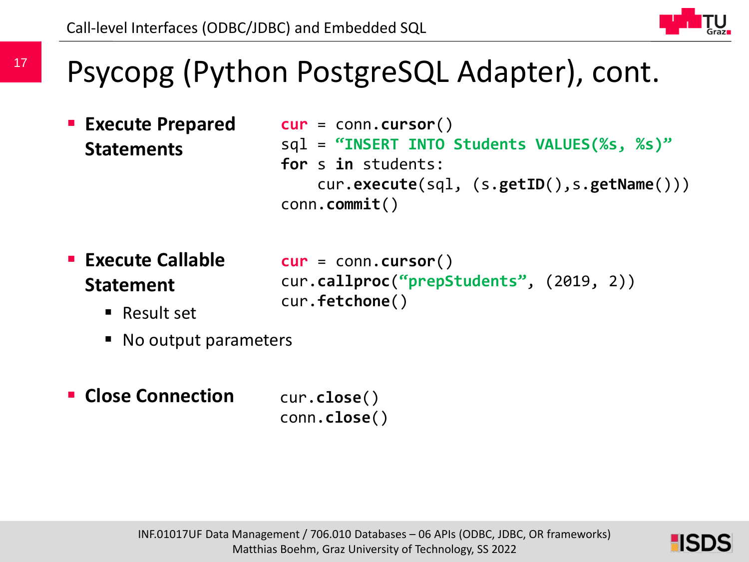# Psycopg (Python PostgreSQL Adapter), cont.

- **Execute Prepared Statements**

```
cur = conn.cursor()
sql = “INSERT INTO Students VALUES(%s, %s)”
for s in students:
    cur.execute(sql, (s.getID(),s.getName()))
conn.commit()
```

- **Execute Callable Statement**
  - Result set
  - No output parameters

```
cur = conn.cursor()
cur.callproc(“prepStudents”, (2019, 2))
cur.fetchone()
```

- **Close Connection**

```
cur.close()
conn.close()
```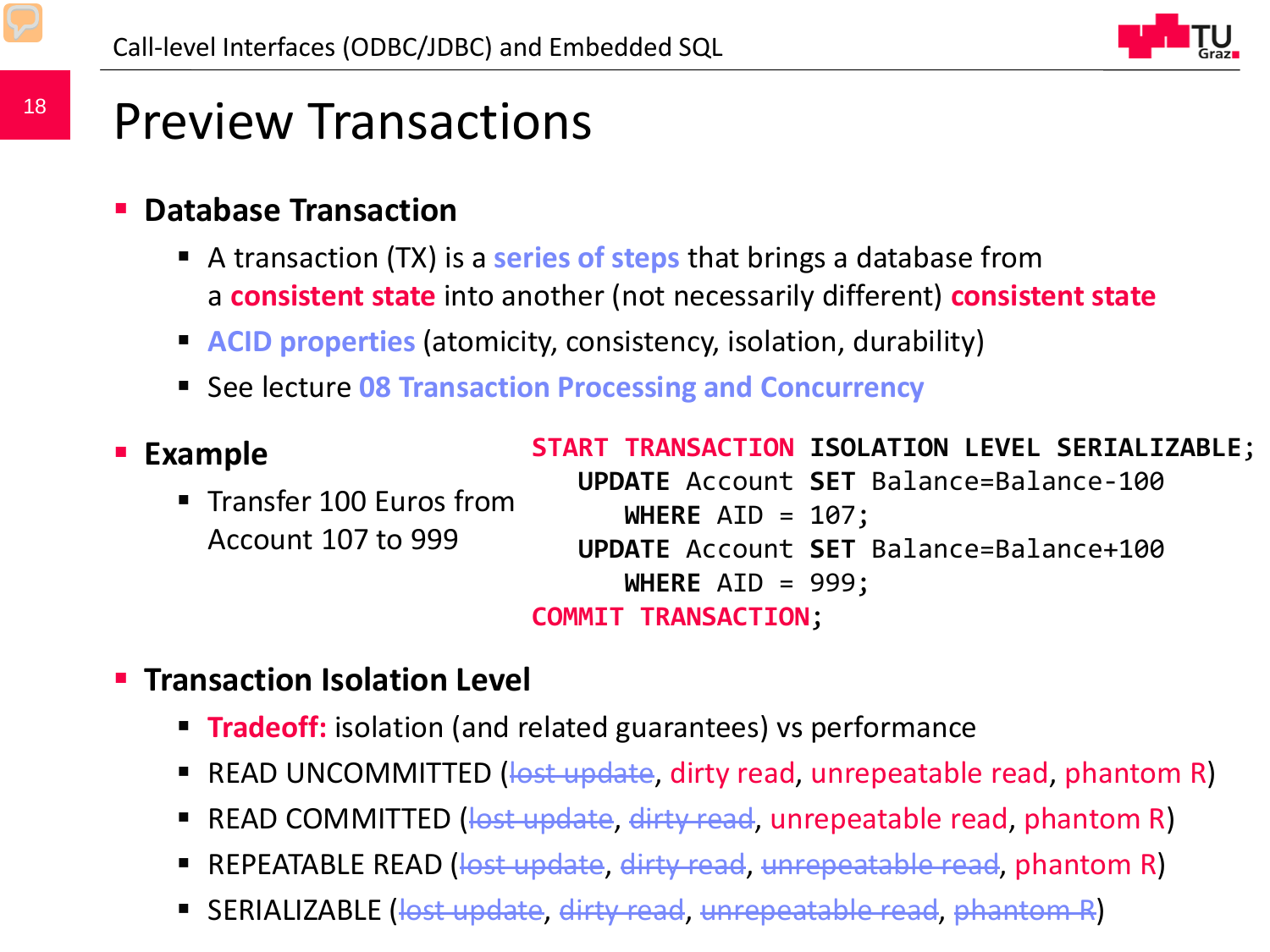# Preview Transactions

- **Database Transaction**
  - A transaction (TX) is a **series of steps** that brings a database from a **consistent state** into another (not necessarily different) **consistent state**
  - **ACID properties** (atomicity, consistency, isolation, durability)
  - See lecture **08 Transaction Processing and Concurrency**

- **Example**
  - Transfer 100 Euros from Account 107 to 999

```
START TRANSACTION ISOLATION LEVEL SERIALIZABLE;
   UPDATE Account SET Balance=Balance-100
      WHERE AID = 107;
   UPDATE Account SET Balance=Balance+100
      WHERE AID = 999;
COMMIT TRANSACTION;
```

- **Transaction Isolation Level**
  - **Tradeoff:** isolation (and related guarantees) vs performance
  - READ UNCOMMITTED (~~lost update~~, dirty read, unrepeatable read, phantom R)
  - READ COMMITTED (~~lost update~~, ~~dirty read~~, unrepeatable read, phantom R)
  - REPEATABLE READ (~~lost update~~, ~~dirty read~~, ~~unrepeatable read~~, phantom R)
  - SERIALIZABLE (~~lost update~~, ~~dirty read~~, ~~unrepeatable read~~, ~~phantom R~~)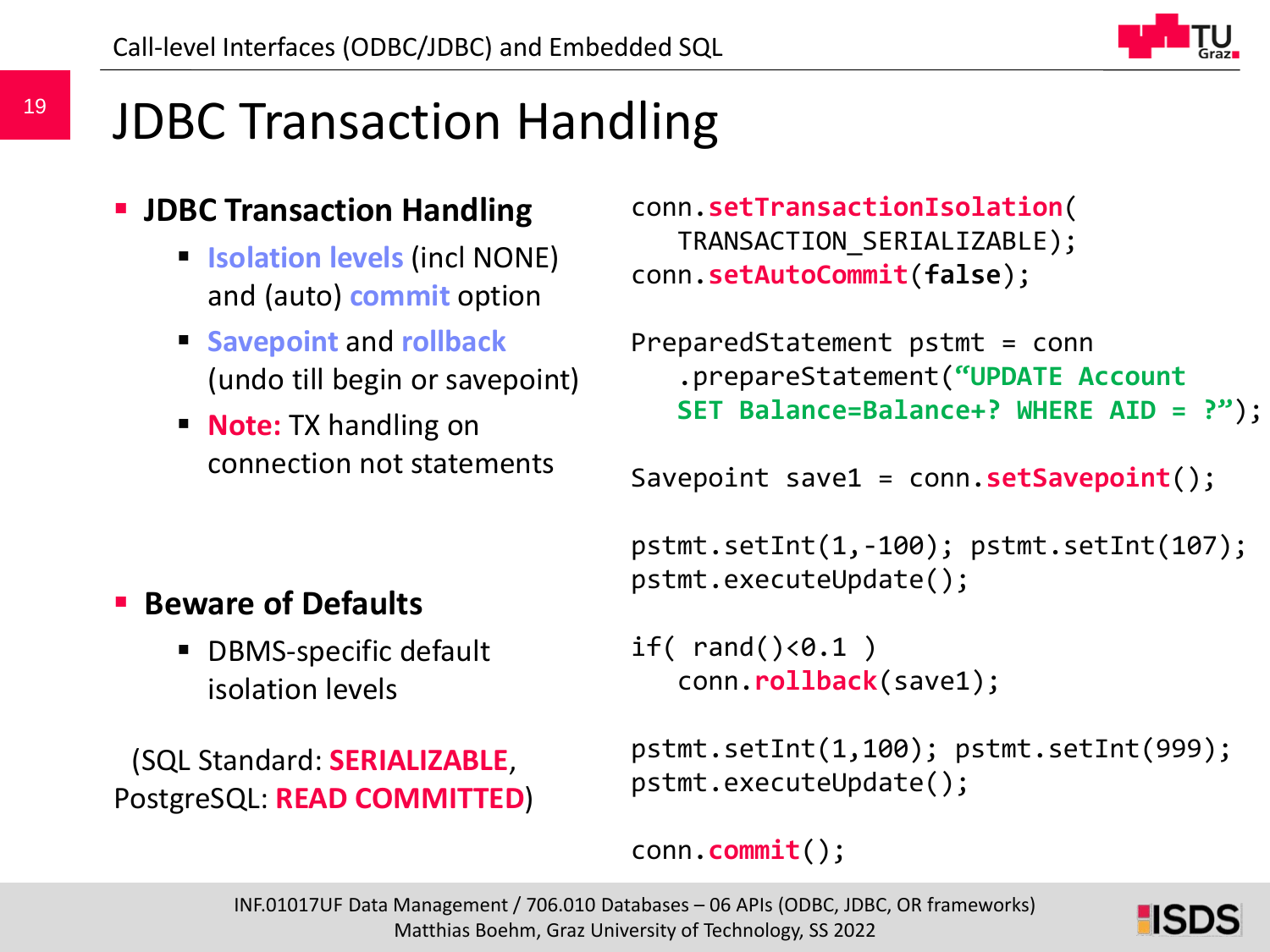# JDBC Transaction Handling

- **JDBC Transaction Handling**
  - Isolation levels (incl NONE) and (auto) commit option
  - Savepoint and rollback (undo till begin or savepoint)
  - **Note:** TX handling on connection not statements

```
conn.setTransactionIsolation(
   TRANSACTION_SERIALIZABLE);
conn.setAutoCommit(false);

PreparedStatement pstmt = conn
   .prepareStatement("UPDATE Account
   SET Balance=Balance+? WHERE AID = ?");

Savepoint save1 = conn.setSavepoint();

pstmt.setInt(1,-100); pstmt.setInt(107);
pstmt.executeUpdate();

if( rand()<0.1 )
   conn.rollback(save1);

pstmt.setInt(1,100); pstmt.setInt(999);
pstmt.executeUpdate();

conn.commit();
```

- **Beware of Defaults**
  - DBMS-specific default isolation levels

(SQL Standard: **SERIALIZABLE**, PostgreSQL: **READ COMMITTED**)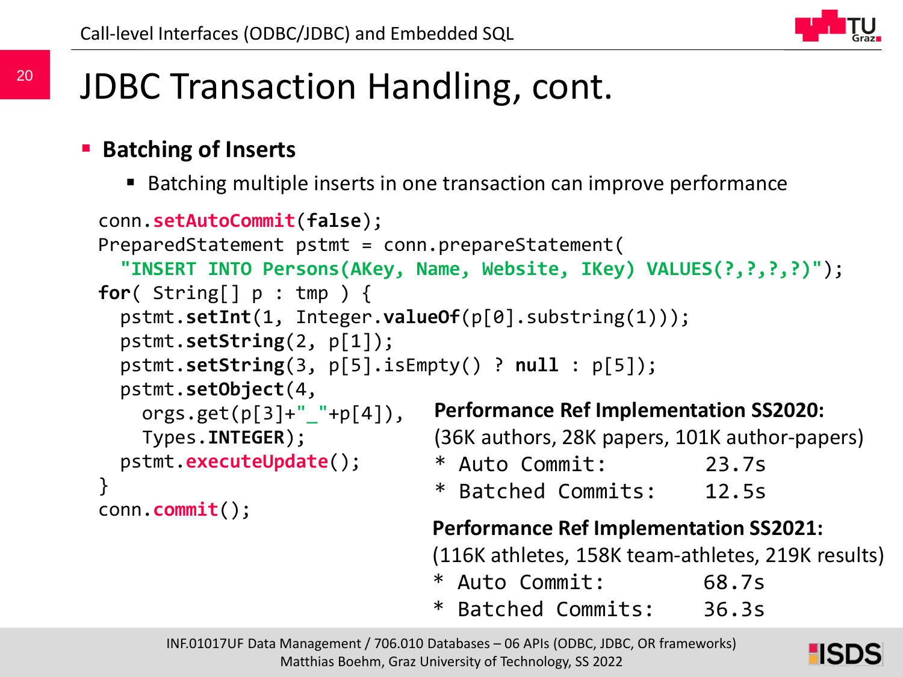# JDBC Transaction Handling, cont.

- **Batching of Inserts**
  - Batching multiple inserts in one transaction can improve performance

```
conn.setAutoCommit(false);
PreparedStatement pstmt = conn.prepareStatement(
  "INSERT INTO Persons(AKey, Name, Website, IKey) VALUES(?,?,?,?)");
for( String[] p : tmp ) {
  pstmt.setInt(1, Integer.valueOf(p[0].substring(1)));
  pstmt.setString(2, p[1]);
  pstmt.setString(3, p[5].isEmpty() ? null : p[5]);
  pstmt.setObject(4,
    orgs.get(p[3]+"_"+p[4]),
    Types.INTEGER);
  pstmt.executeUpdate();
}
conn.commit();
```

**Performance Ref Implementation SS2020:**
(36K authors, 28K papers, 101K author-papers)

```
* Auto Commit:        23.7s
* Batched Commits:    12.5s
```

**Performance Ref Implementation SS2021:**
(116K athletes, 158K team-athletes, 219K results)

```
* Auto Commit:        68.7s
* Batched Commits:    36.3s
```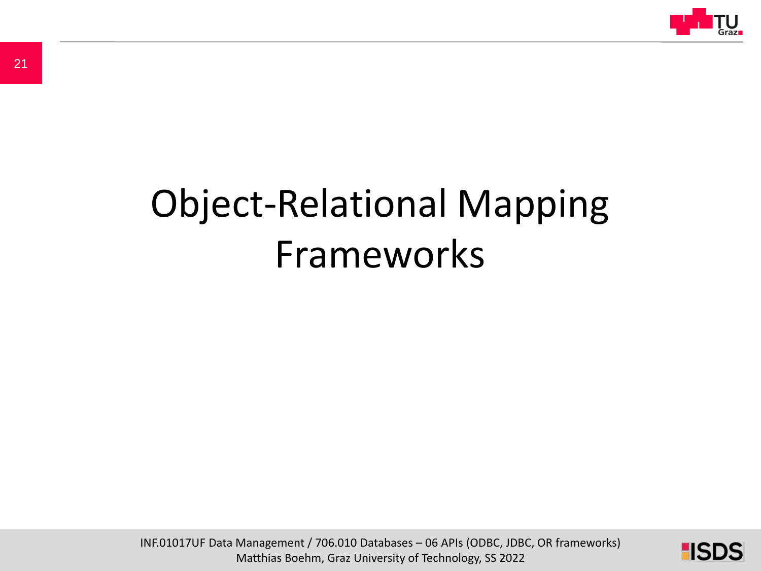# Object-Relational Mapping Frameworks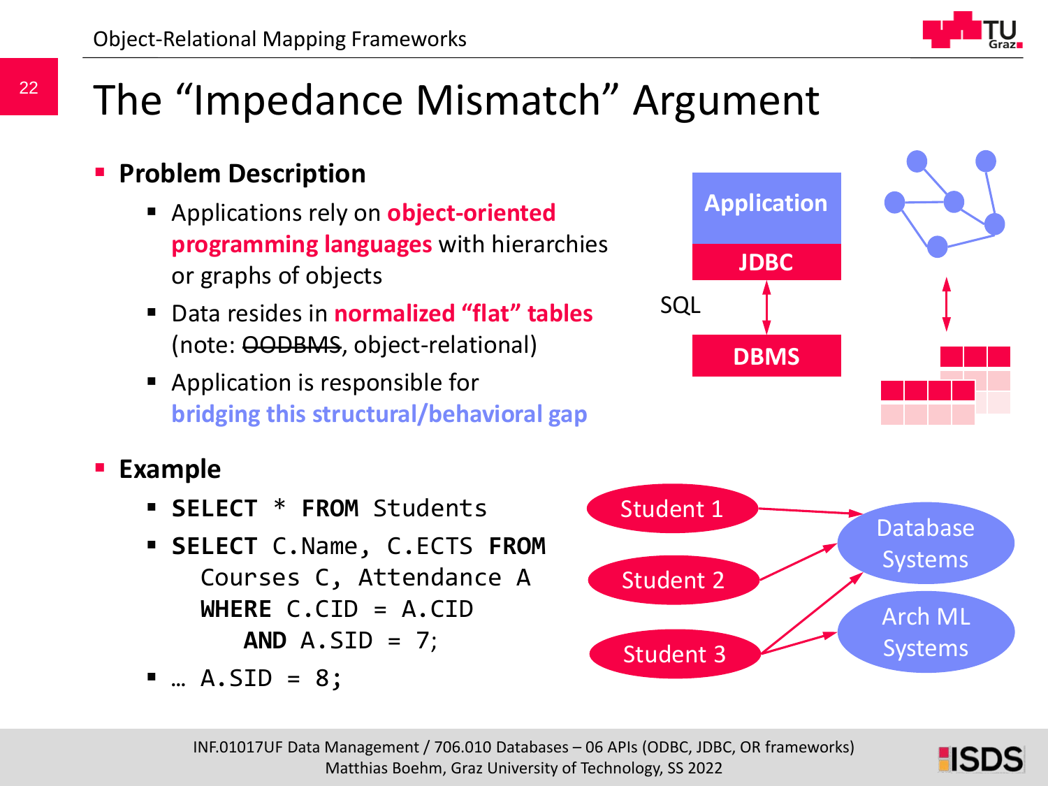# The "Impedance Mismatch" Argument

- **Problem Description**
  - Applications rely on **object-oriented programming languages** with hierarchies or graphs of objects
  - Data resides in **normalized "flat" tables** (note: ~~OODBMS~~, object-relational)
  - Application is responsible for **bridging this structural/behavioral gap**

Application

JDBC

SQL

DBMS

- **Example**
  - `SELECT * FROM Students`
  - `SELECT C.Name, C.ECTS FROM Courses C, Attendance A WHERE C.CID = A.CID AND A.SID = 7;`
  - `… A.SID = 8;`

Student 1

Student 2

Student 3

Database Systems

Arch ML Systems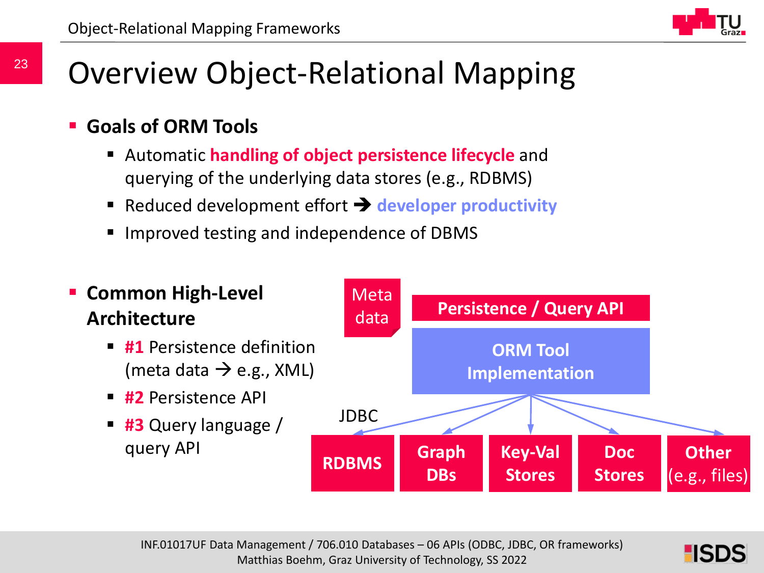# Overview Object-Relational Mapping

- **Goals of ORM Tools**
  - Automatic **handling of object persistence lifecycle** and querying of the underlying data stores (e.g., RDBMS)
  - Reduced development effort → **developer productivity**
  - Improved testing and independence of DBMS

- **Common High-Level Architecture**
  - **#1** Persistence definition (meta data → e.g., XML)
  - **#2** Persistence API
  - **#3** Query language / query API

Meta data

**Persistence / Query API**

**ORM Tool Implementation**

JDBC

**RDBMS** | **Graph DBs** | **Key-Val Stores** | **Doc Stores** | **Other** (e.g., files)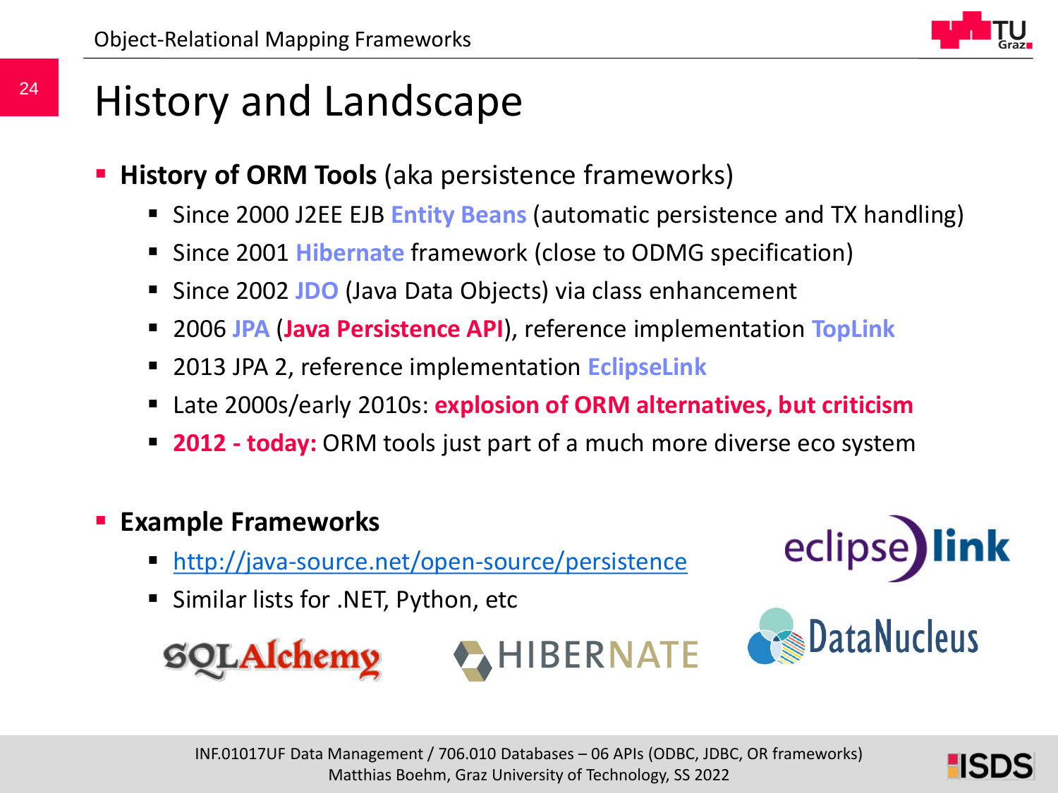# History and Landscape

- **History of ORM Tools** (aka persistence frameworks)
  - Since 2000 J2EE EJB **Entity Beans** (automatic persistence and TX handling)
  - Since 2001 **Hibernate** framework (close to ODMG specification)
  - Since 2002 **JDO** (Java Data Objects) via class enhancement
  - 2006 **JPA** (**Java Persistence API**), reference implementation **TopLink**
  - 2013 JPA 2, reference implementation **EclipseLink**
  - Late 2000s/early 2010s: **explosion of ORM alternatives, but criticism**
  - **2012 - today:** ORM tools just part of a much more diverse eco system

- **Example Frameworks**
  - http://java-source.net/open-source/persistence
  - Similar lists for .NET, Python, etc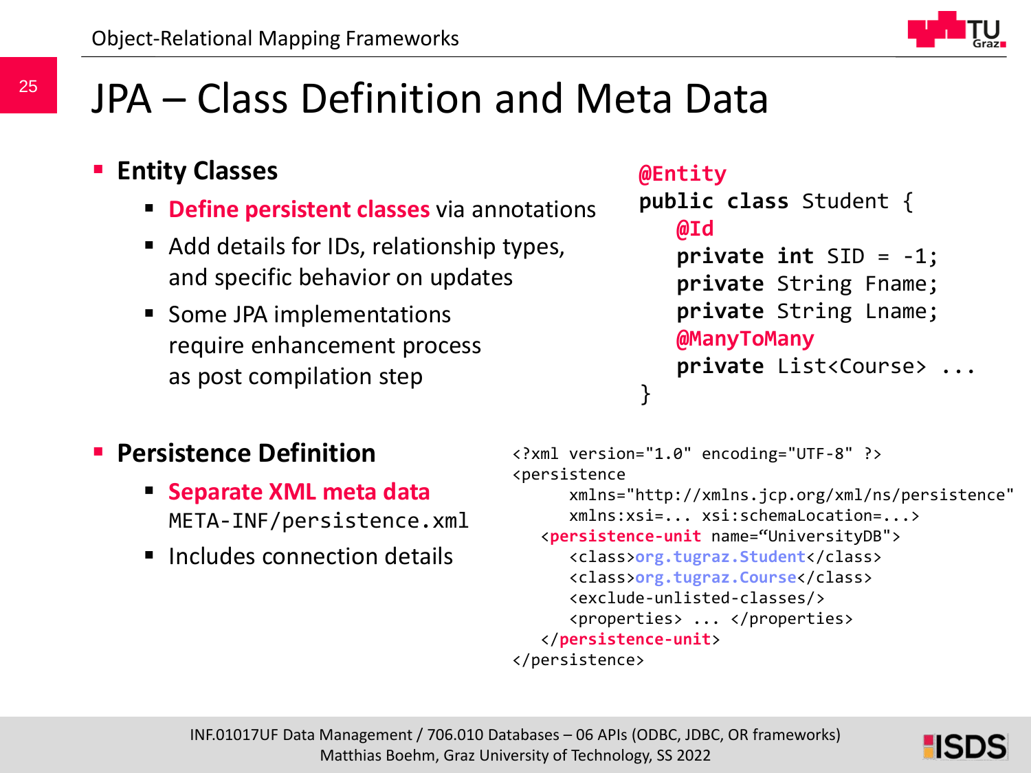# JPA – Class Definition and Meta Data

- **Entity Classes**
  - **Define persistent classes** via annotations
  - Add details for IDs, relationship types, and specific behavior on updates
  - Some JPA implementations require enhancement process as post compilation step

```
@Entity
public class Student {
   @Id
   private int SID = -1;
   private String Fname;
   private String Lname;
   @ManyToMany
   private List<Course> ...
}
```

- **Persistence Definition**
  - **Separate XML meta data** `META-INF/persistence.xml`
  - Includes connection details

```
<?xml version="1.0" encoding="UTF-8" ?>
<persistence
      xmlns="http://xmlns.jcp.org/xml/ns/persistence"
      xmlns:xsi=... xsi:schemaLocation=...>
   <persistence-unit name="UniversityDB">
      <class>org.tugraz.Student</class>
      <class>org.tugraz.Course</class>
      <exclude-unlisted-classes/>
      <properties> ... </properties>
   </persistence-unit>
</persistence>
```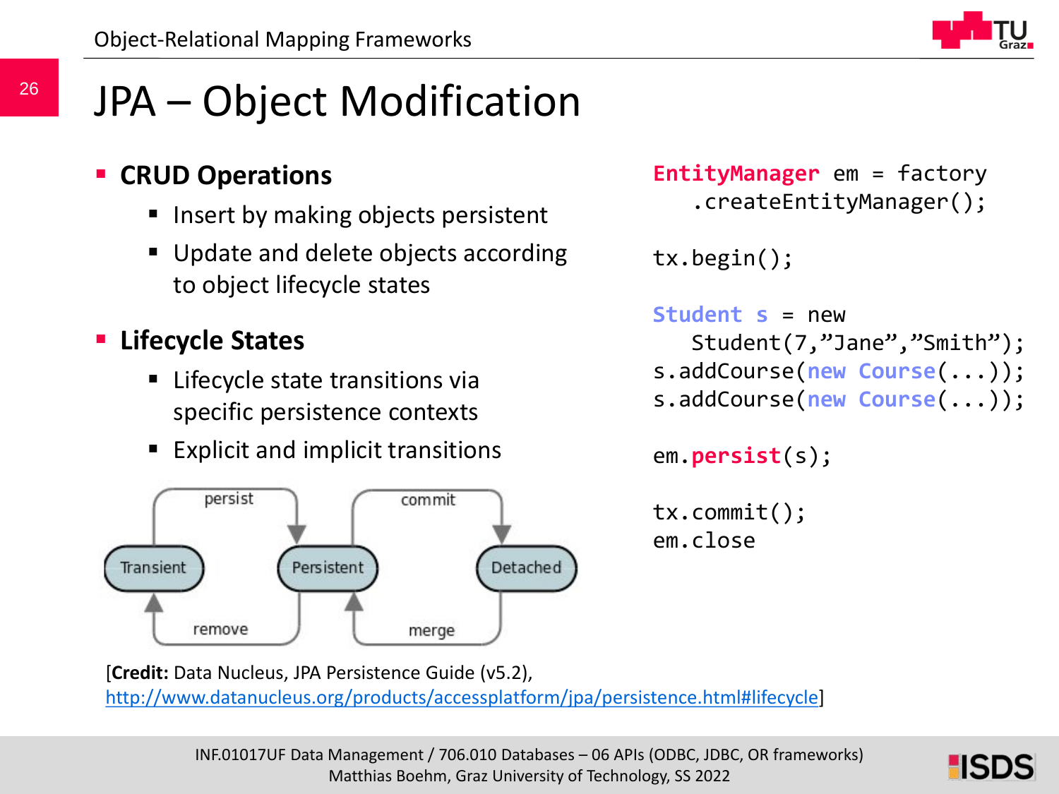# JPA – Object Modification

- **CRUD Operations**
  - Insert by making objects persistent
  - Update and delete objects according to object lifecycle states
- **Lifecycle States**
  - Lifecycle state transitions via specific persistence contexts
  - Explicit and implicit transitions

```
EntityManager em = factory
   .createEntityManager();

tx.begin();

Student s = new
   Student(7,"Jane","Smith");
s.addCourse(new Course(...));
s.addCourse(new Course(...));

em.persist(s);

tx.commit();
em.close
```

[**Credit:** Data Nucleus, JPA Persistence Guide (v5.2), http://www.datanucleus.org/products/accessplatform/jpa/persistence.html#lifecycle]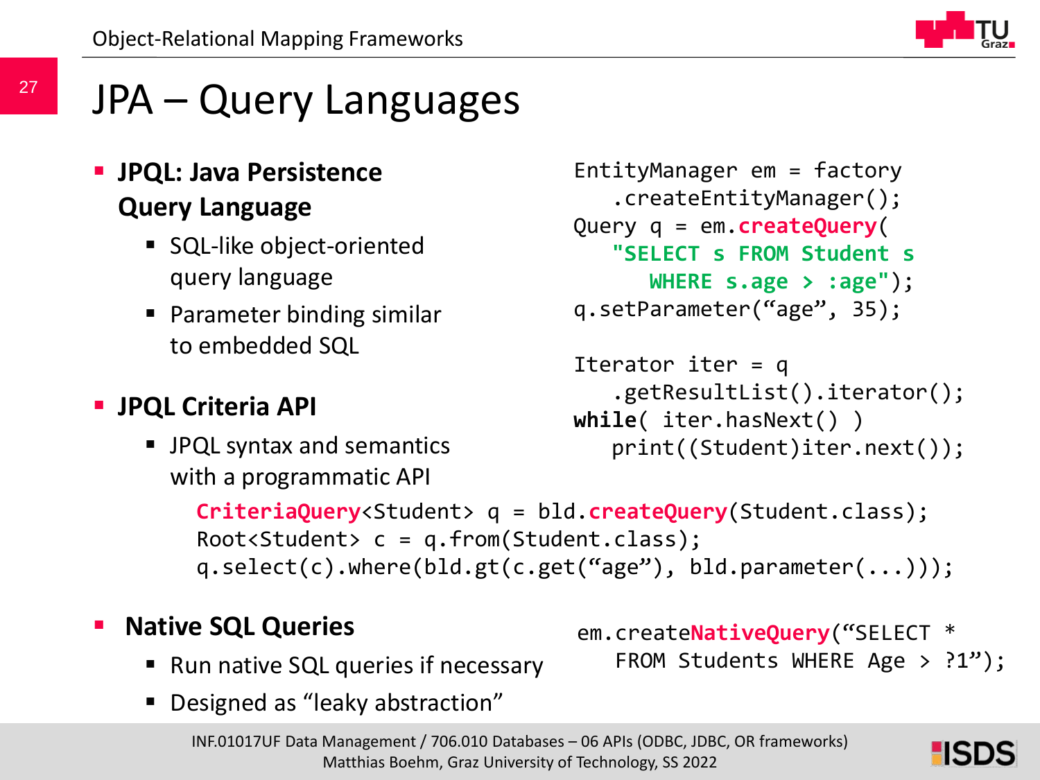# JPA – Query Languages

- **JPQL: Java Persistence Query Language**
  - SQL-like object-oriented query language
  - Parameter binding similar to embedded SQL

```
EntityManager em = factory
   .createEntityManager();
Query q = em.createQuery(
   "SELECT s FROM Student s
      WHERE s.age > :age");
q.setParameter(“age”, 35);

Iterator iter = q
   .getResultList().iterator();
while( iter.hasNext() )
   print((Student)iter.next());
```

- **JPQL Criteria API**
  - JPQL syntax and semantics with a programmatic API

```
CriteriaQuery<Student> q = bld.createQuery(Student.class);
Root<Student> c = q.from(Student.class);
q.select(c).where(bld.gt(c.get(“age”), bld.parameter(...)));
```

- **Native SQL Queries**
  - Run native SQL queries if necessary
  - Designed as “leaky abstraction”

```
em.createNativeQuery(“SELECT *
   FROM Students WHERE Age > ?1”);
```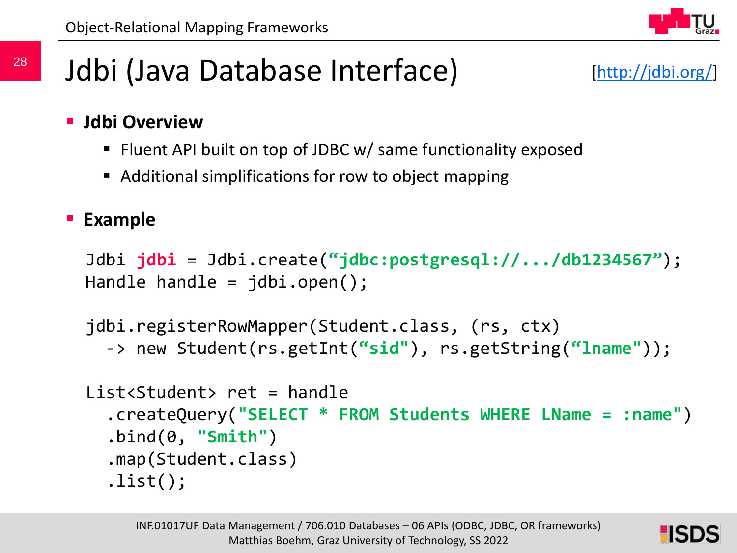# Jdbi (Java Database Interface)

[http://jdbi.org/]

- **Jdbi Overview**
  - Fluent API built on top of JDBC w/ same functionality exposed
  - Additional simplifications for row to object mapping

- **Example**

```
Jdbi jdbi = Jdbi.create(“jdbc:postgresql://.../db1234567”);
Handle handle = jdbi.open();

jdbi.registerRowMapper(Student.class, (rs, ctx)
  -> new Student(rs.getInt(“sid"), rs.getString(“lname"));

List<Student> ret = handle
  .createQuery("SELECT * FROM Students WHERE LName = :name")
  .bind(0, "Smith")
  .map(Student.class)
  .list();
```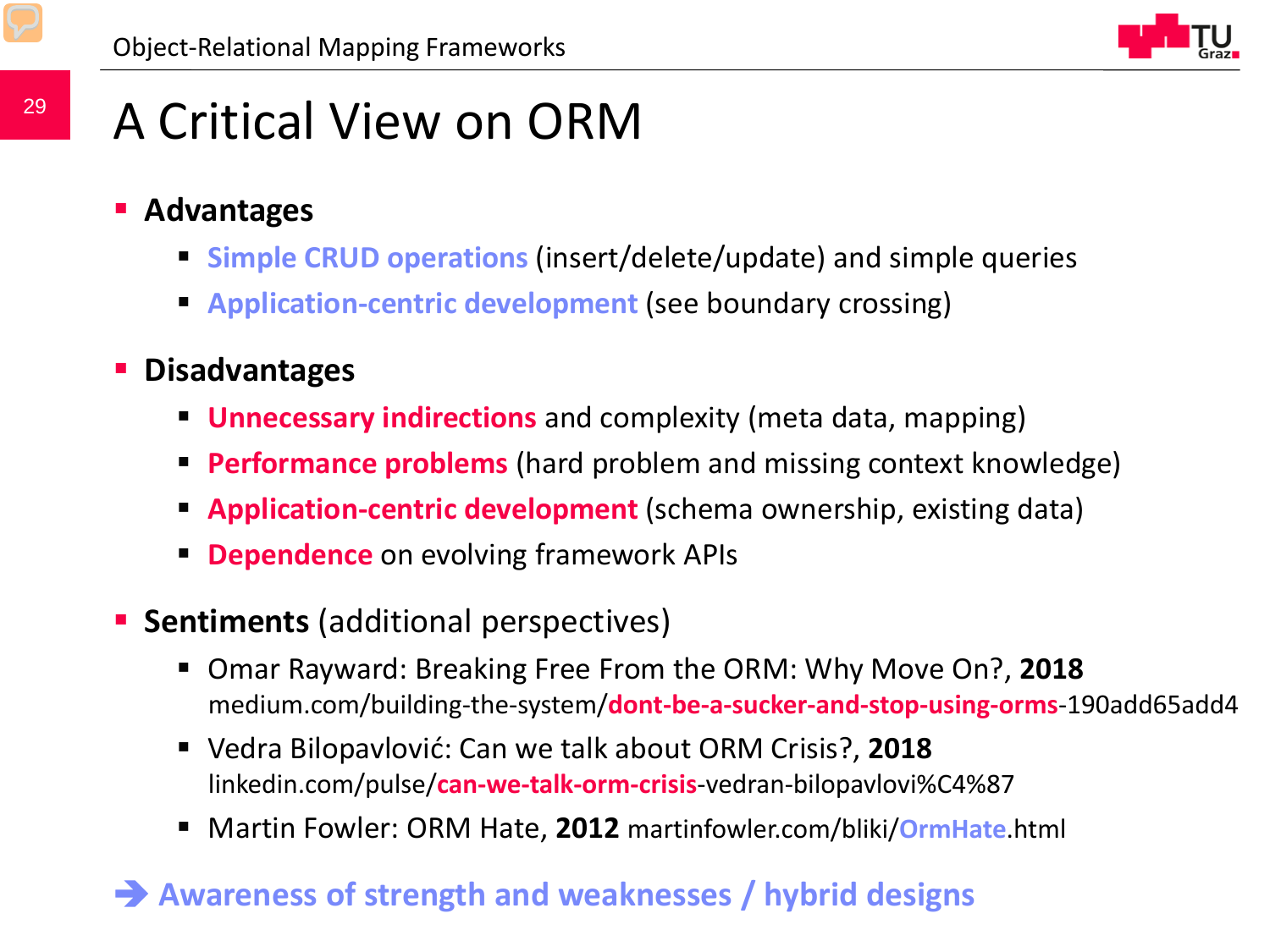# A Critical View on ORM

- **Advantages**
  - **Simple CRUD operations** (insert/delete/update) and simple queries
  - **Application-centric development** (see boundary crossing)
- **Disadvantages**
  - **Unnecessary indirections** and complexity (meta data, mapping)
  - **Performance problems** (hard problem and missing context knowledge)
  - **Application-centric development** (schema ownership, existing data)
  - **Dependence** on evolving framework APIs
- **Sentiments** (additional perspectives)
  - Omar Rayward: Breaking Free From the ORM: Why Move On?, **2018**
    medium.com/building-the-system/**dont-be-a-sucker-and-stop-using-orms**-190add65add4
  - Vedra Bilopavlović: Can we talk about ORM Crisis?, **2018**
    linkedin.com/pulse/**can-we-talk-orm-crisis**-vedran-bilopavlovi%C4%87
  - Martin Fowler: ORM Hate, **2012** martinfowler.com/bliki/**OrmHate**.html

➔ **Awareness of strength and weaknesses / hybrid designs**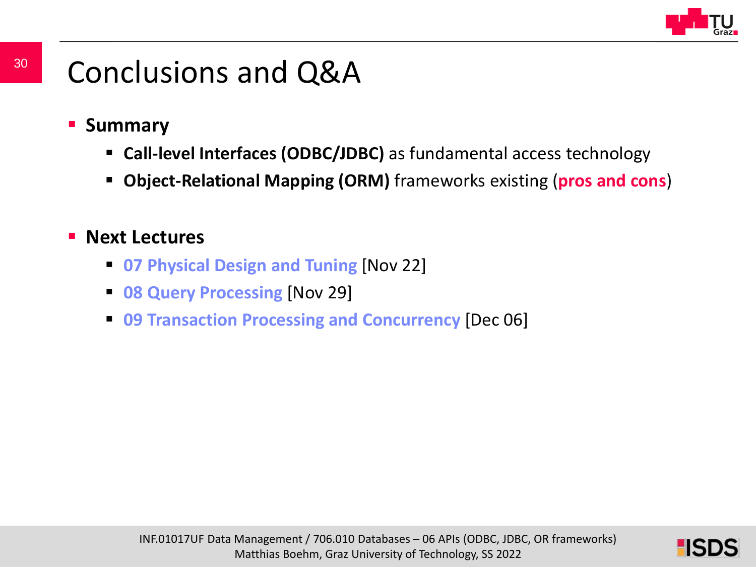# Conclusions and Q&A

- **Summary**
  - **Call-level Interfaces (ODBC/JDBC)** as fundamental access technology
  - **Object-Relational Mapping (ORM)** frameworks existing (**pros and cons**)

- **Next Lectures**
  - **07 Physical Design and Tuning** [Nov 22]
  - **08 Query Processing** [Nov 29]
  - **09 Transaction Processing and Concurrency** [Dec 06]